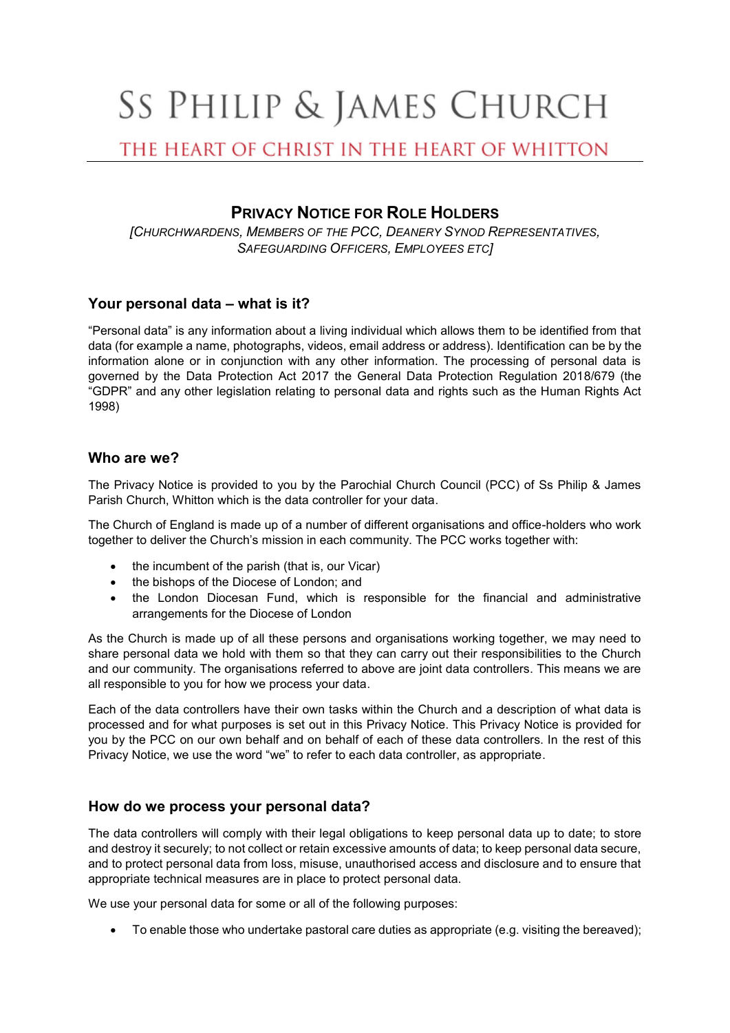# Ss Philip & James Church

## The Heart of Christ in the Heart of Whitton

## Privacy Notice for Role Holders

*[Churchwardens, Members of the PCC, Deanery Synod Representatives, Safeguarding Officers, Employees etc]*

### Your personal data – what is it?

"Personal data" is any information about a living individual which allows them to be identified from that data (for example a name, photographs, videos, email address or address). Identification can be by the information alone or in conjunction with any other information. The processing of personal data is governed by the Data Protection Act 2017 the General Data Protection Regulation 2018/679 (the "GDPR" and any other legislation relating to personal data and rights such as the Human Rights Act 1998)

### Who are we?

The Privacy Notice is provided to you by the Parochial Church Council (PCC) of Ss Philip & James Parish Church, Whitton which is the data controller for your data.

The Church of England is made up of a number of different organisations and office-holders who work together to deliver the Church's mission in each community. The PCC works together with:

- the incumbent of the parish (that is, our Vicar)
- the bishops of the Diocese of London; and
- the London Diocesan Fund, which is responsible for the financial and administrative arrangements for the Diocese of London

As the Church is made up of all these persons and organisations working together, we may need to share personal data we hold with them so that they can carry out their responsibilities to the Church and our community. The organisations referred to above are joint data controllers. This means we are all responsible to you for how we process your data.

Each of the data controllers have their own tasks within the Church and a description of what data is processed and for what purposes is set out in this Privacy Notice. This Privacy Notice is provided for you by the PCC on our own behalf and on behalf of each of these data controllers. In the rest of this Privacy Notice, we use the word "we" to refer to each data controller, as appropriate.

### How do we process your personal data?

The data controllers will comply with their legal obligations to keep personal data up to date; to store and destroy it securely; to not collect or retain excessive amounts of data; to keep personal data secure, and to protect personal data from loss, misuse, unauthorised access and disclosure and to ensure that appropriate technical measures are in place to protect personal data.

We use your personal data for some or all of the following purposes:

- To enable those who undertake pastoral care duties as appropriate (e.g. visiting the bereaved);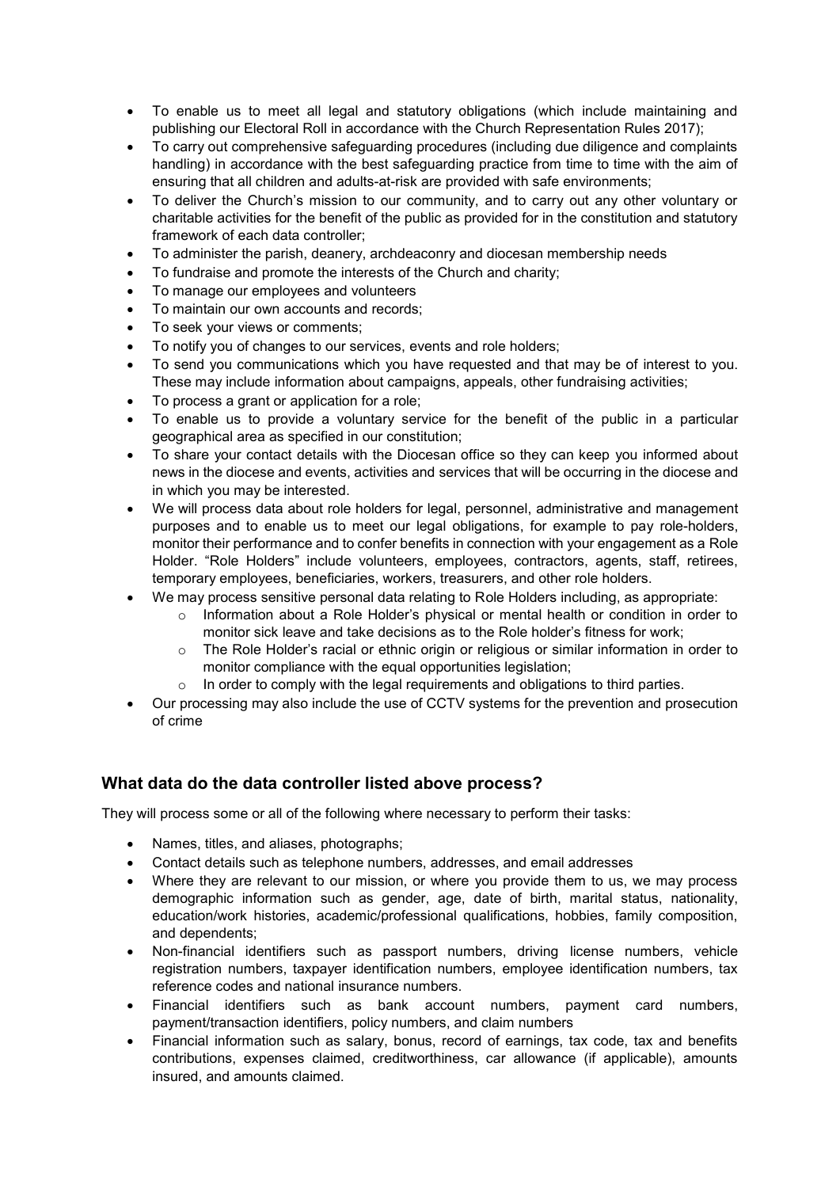- To enable us to meet all legal and statutory obligations (which include maintaining and publishing our Electoral Roll in accordance with the Church Representation Rules 2017);
- To carry out comprehensive safeguarding procedures (including due diligence and complaints handling) in accordance with the best safeguarding practice from time to time with the aim of ensuring that all children and adults-at-risk are provided with safe environments;
- To deliver the Church's mission to our community, and to carry out any other voluntary or charitable activities for the benefit of the public as provided for in the constitution and statutory framework of each data controller;
- To administer the parish, deanery, archdeaconry and diocesan membership needs
- To fundraise and promote the interests of the Church and charity;
- To manage our employees and volunteers
- To maintain our own accounts and records;
- To seek your views or comments;
- To notify you of changes to our services, events and role holders;
- To send you communications which you have requested and that may be of interest to you. These may include information about campaigns, appeals, other fundraising activities;
- To process a grant or application for a role;
- To enable us to provide a voluntary service for the benefit of the public in a particular geographical area as specified in our constitution;
- To share your contact details with the Diocesan office so they can keep you informed about news in the diocese and events, activities and services that will be occurring in the diocese and in which you may be interested.
- We will process data about role holders for legal, personnel, administrative and management purposes and to enable us to meet our legal obligations, for example to pay role-holders, monitor their performance and to confer benefits in connection with your engagement as a Role Holder. "Role Holders" include volunteers, employees, contractors, agents, staff, retirees, temporary employees, beneficiaries, workers, treasurers, and other role holders.
- We may process sensitive personal data relating to Role Holders including, as appropriate:
  - Information about a Role Holder's physical or mental health or condition in order to monitor sick leave and take decisions as to the Role holder's fitness for work;
  - The Role Holder's racial or ethnic origin or religious or similar information in order to monitor compliance with the equal opportunities legislation;
  - In order to comply with the legal requirements and obligations to third parties.
- Our processing may also include the use of CCTV systems for the prevention and prosecution of crime

## What data do the data controller listed above process?

They will process some or all of the following where necessary to perform their tasks:

- Names, titles, and aliases, photographs;
- Contact details such as telephone numbers, addresses, and email addresses
- Where they are relevant to our mission, or where you provide them to us, we may process demographic information such as gender, age, date of birth, marital status, nationality, education/work histories, academic/professional qualifications, hobbies, family composition, and dependents;
- Non-financial identifiers such as passport numbers, driving license numbers, vehicle registration numbers, taxpayer identification numbers, employee identification numbers, tax reference codes and national insurance numbers.
- Financial identifiers such as bank account numbers, payment card numbers, payment/transaction identifiers, policy numbers, and claim numbers
- Financial information such as salary, bonus, record of earnings, tax code, tax and benefits contributions, expenses claimed, creditworthiness, car allowance (if applicable), amounts insured, and amounts claimed.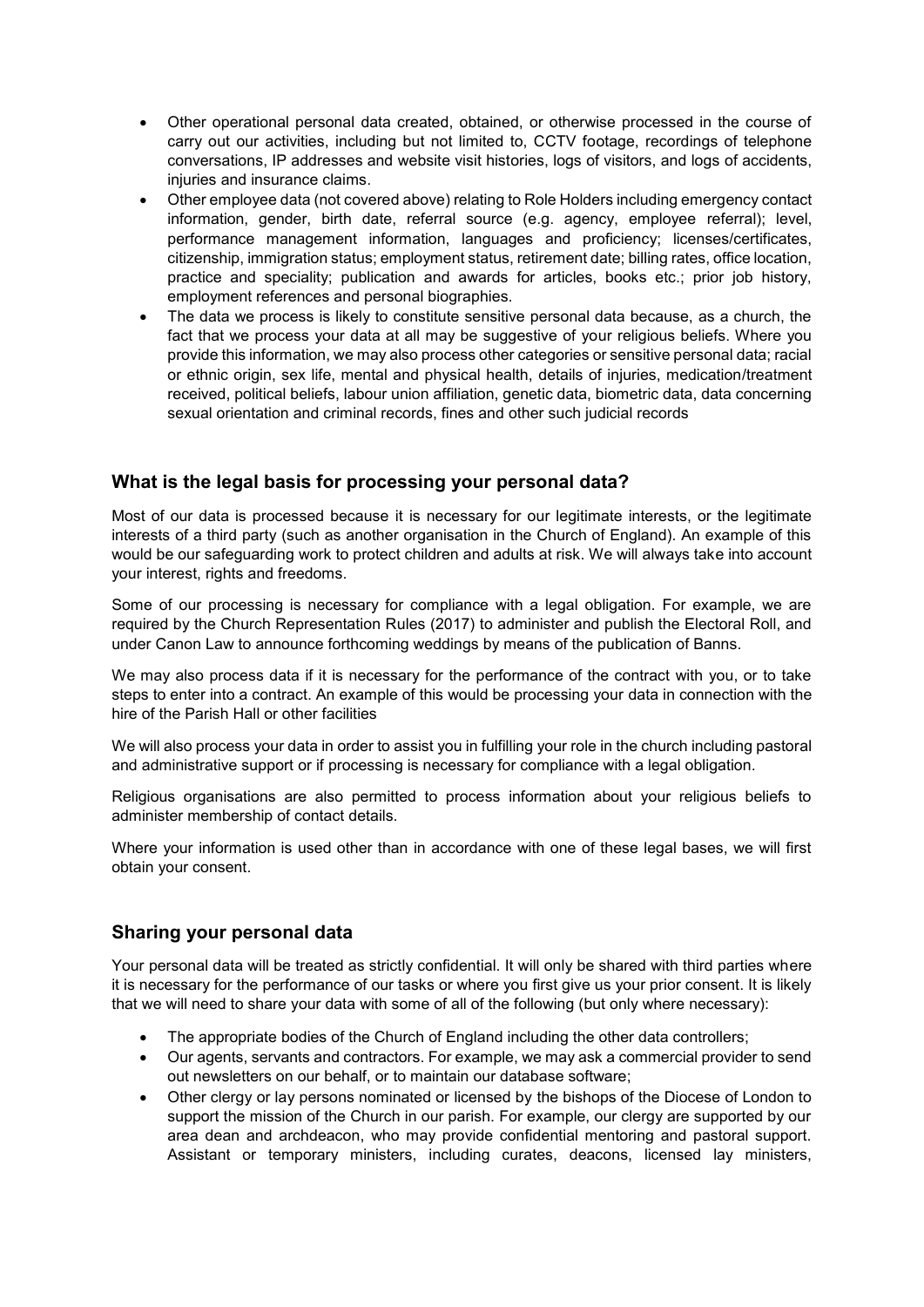- Other operational personal data created, obtained, or otherwise processed in the course of carry out our activities, including but not limited to, CCTV footage, recordings of telephone conversations, IP addresses and website visit histories, logs of visitors, and logs of accidents, injuries and insurance claims.
- Other employee data (not covered above) relating to Role Holders including emergency contact information, gender, birth date, referral source (e.g. agency, employee referral); level, performance management information, languages and proficiency; licenses/certificates, citizenship, immigration status; employment status, retirement date; billing rates, office location, practice and speciality; publication and awards for articles, books etc.; prior job history, employment references and personal biographies.
- The data we process is likely to constitute sensitive personal data because, as a church, the fact that we process your data at all may be suggestive of your religious beliefs. Where you provide this information, we may also process other categories or sensitive personal data; racial or ethnic origin, sex life, mental and physical health, details of injuries, medication/treatment received, political beliefs, labour union affiliation, genetic data, biometric data, data concerning sexual orientation and criminal records, fines and other such judicial records

## What is the legal basis for processing your personal data?

Most of our data is processed because it is necessary for our legitimate interests, or the legitimate interests of a third party (such as another organisation in the Church of England). An example of this would be our safeguarding work to protect children and adults at risk. We will always take into account your interest, rights and freedoms.

Some of our processing is necessary for compliance with a legal obligation. For example, we are required by the Church Representation Rules (2017) to administer and publish the Electoral Roll, and under Canon Law to announce forthcoming weddings by means of the publication of Banns.

We may also process data if it is necessary for the performance of the contract with you, or to take steps to enter into a contract. An example of this would be processing your data in connection with the hire of the Parish Hall or other facilities

We will also process your data in order to assist you in fulfilling your role in the church including pastoral and administrative support or if processing is necessary for compliance with a legal obligation.

Religious organisations are also permitted to process information about your religious beliefs to administer membership of contact details.

Where your information is used other than in accordance with one of these legal bases, we will first obtain your consent.

## Sharing your personal data

Your personal data will be treated as strictly confidential. It will only be shared with third parties where it is necessary for the performance of our tasks or where you first give us your prior consent. It is likely that we will need to share your data with some of all of the following (but only where necessary):

- The appropriate bodies of the Church of England including the other data controllers;
- Our agents, servants and contractors. For example, we may ask a commercial provider to send out newsletters on our behalf, or to maintain our database software;
- Other clergy or lay persons nominated or licensed by the bishops of the Diocese of London to support the mission of the Church in our parish. For example, our clergy are supported by our area dean and archdeacon, who may provide confidential mentoring and pastoral support. Assistant or temporary ministers, including curates, deacons, licensed lay ministers,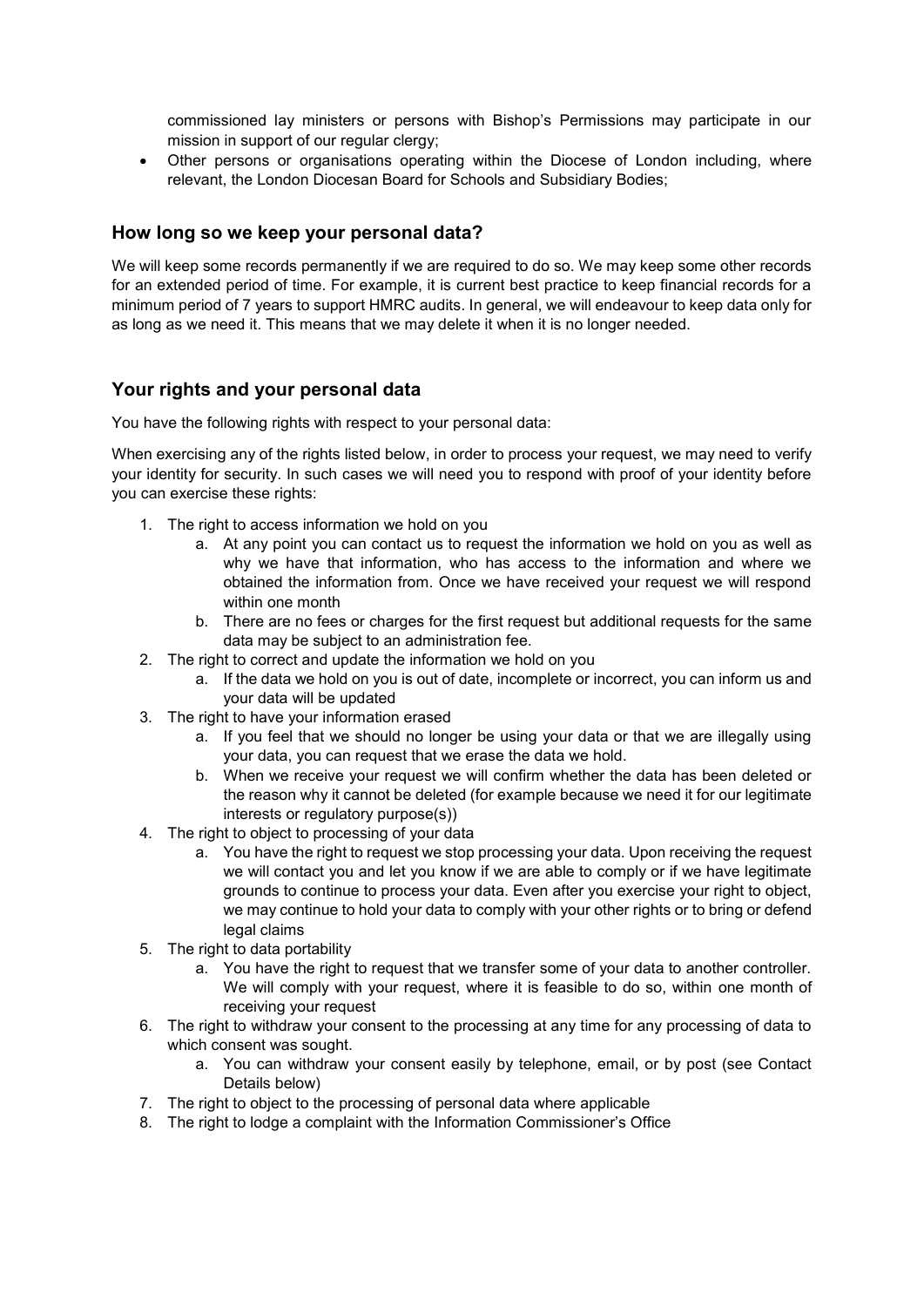commissioned lay ministers or persons with Bishop's Permissions may participate in our mission in support of our regular clergy;

- Other persons or organisations operating within the Diocese of London including, where relevant, the London Diocesan Board for Schools and Subsidiary Bodies;

## How long so we keep your personal data?

We will keep some records permanently if we are required to do so. We may keep some other records for an extended period of time. For example, it is current best practice to keep financial records for a minimum period of 7 years to support HMRC audits. In general, we will endeavour to keep data only for as long as we need it. This means that we may delete it when it is no longer needed.

## Your rights and your personal data

You have the following rights with respect to your personal data:

When exercising any of the rights listed below, in order to process your request, we may need to verify your identity for security. In such cases we will need you to respond with proof of your identity before you can exercise these rights:

1. The right to access information we hold on you
    a. At any point you can contact us to request the information we hold on you as well as why we have that information, who has access to the information and where we obtained the information from. Once we have received your request we will respond within one month
    b. There are no fees or charges for the first request but additional requests for the same data may be subject to an administration fee.
2. The right to correct and update the information we hold on you
    a. If the data we hold on you is out of date, incomplete or incorrect, you can inform us and your data will be updated
3. The right to have your information erased
    a. If you feel that we should no longer be using your data or that we are illegally using your data, you can request that we erase the data we hold.
    b. When we receive your request we will confirm whether the data has been deleted or the reason why it cannot be deleted (for example because we need it for our legitimate interests or regulatory purpose(s))
4. The right to object to processing of your data
    a. You have the right to request we stop processing your data. Upon receiving the request we will contact you and let you know if we are able to comply or if we have legitimate grounds to continue to process your data. Even after you exercise your right to object, we may continue to hold your data to comply with your other rights or to bring or defend legal claims
5. The right to data portability
    a. You have the right to request that we transfer some of your data to another controller. We will comply with your request, where it is feasible to do so, within one month of receiving your request
6. The right to withdraw your consent to the processing at any time for any processing of data to which consent was sought.
    a. You can withdraw your consent easily by telephone, email, or by post (see Contact Details below)
7. The right to object to the processing of personal data where applicable
8. The right to lodge a complaint with the Information Commissioner's Office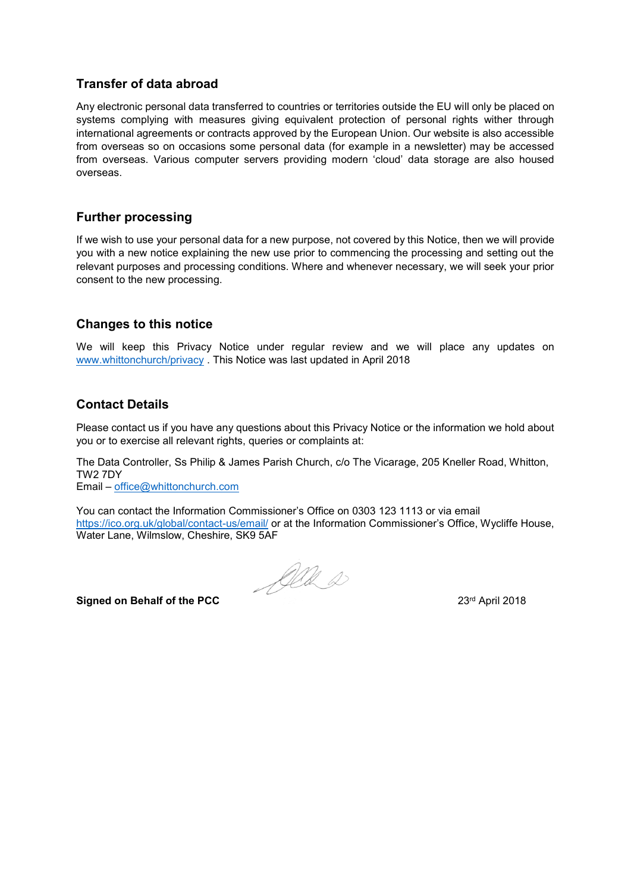## Transfer of data abroad

Any electronic personal data transferred to countries or territories outside the EU will only be placed on systems complying with measures giving equivalent protection of personal rights wither through international agreements or contracts approved by the European Union. Our website is also accessible from overseas so on occasions some personal data (for example in a newsletter) may be accessed from overseas. Various computer servers providing modern 'cloud' data storage are also housed overseas.

## Further processing

If we wish to use your personal data for a new purpose, not covered by this Notice, then we will provide you with a new notice explaining the new use prior to commencing the processing and setting out the relevant purposes and processing conditions. Where and whenever necessary, we will seek your prior consent to the new processing.

## Changes to this notice

We will keep this Privacy Notice under regular review and we will place any updates on www.whittonchurch/privacy . This Notice was last updated in April 2018

## Contact Details

Please contact us if you have any questions about this Privacy Notice or the information we hold about you or to exercise all relevant rights, queries or complaints at:

The Data Controller, Ss Philip & James Parish Church, c/o The Vicarage, 205 Kneller Road, Whitton, TW2 7DY
Email – office@whittonchurch.com

You can contact the Information Commissioner's Office on 0303 123 1113 or via email https://ico.org.uk/global/contact-us/email/ or at the Information Commissioner's Office, Wycliffe House, Water Lane, Wilmslow, Cheshire, SK9 5AF

**Signed on Behalf of the PCC** 23rd April 2018